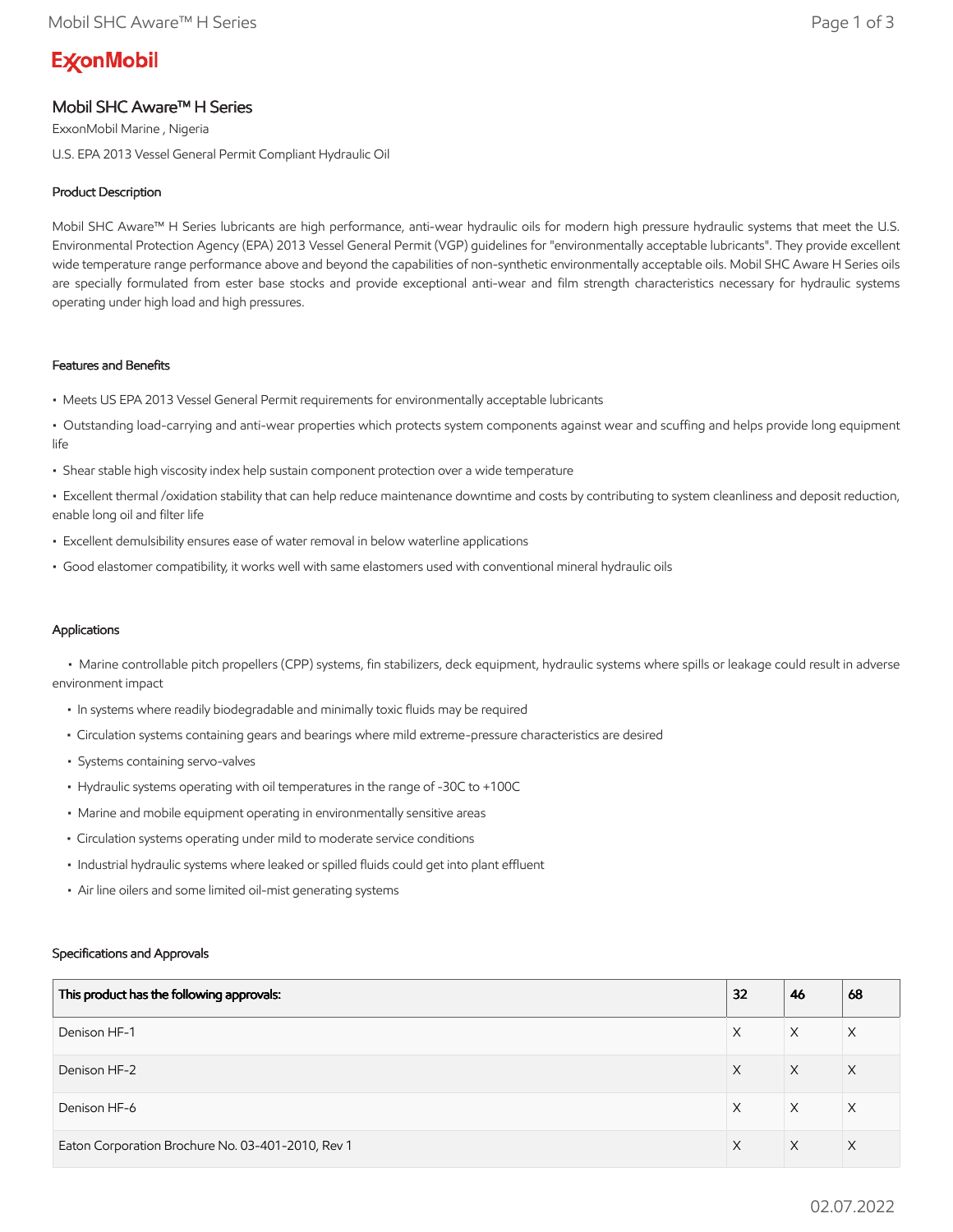# Mobil SHC Aware™ H Series

ExxonMobil Marine , Nigeria

U.S. EPA 2013 Vessel General Permit Compliant Hydraulic Oil

## Product Description

Mobil SHC Aware™ H Series lubricants are high performance, anti-wear hydraulic oils for modern high pressure hydraulic systems that meet the U.S. Environmental Protection Agency (EPA) 2013 Vessel General Permit (VGP) guidelines for "environmentally acceptable lubricants". They provide excellent wide temperature range performance above and beyond the capabilities of non-synthetic environmentally acceptable oils. Mobil SHC Aware H Series oils are specially formulated from ester base stocks and provide exceptional anti-wear and film strength characteristics necessary for hydraulic systems operating under high load and high pressures.

## Features and Benefits

- Meets US EPA 2013 Vessel General Permit requirements for environmentally acceptable lubricants
- Outstanding load-carrying and anti-wear properties which protects system components against wear and scuffing and helps provide long equipment life
- Shear stable high viscosity index help sustain component protection over a wide temperature
- Excellent thermal /oxidation stability that can help reduce maintenance downtime and costs by contributing to system cleanliness and deposit reduction, enable long oil and filter life
- Excellent demulsibility ensures ease of water removal in below waterline applications
- Good elastomer compatibility, it works well with same elastomers used with conventional mineral hydraulic oils

## Applications

- Marine controllable pitch propellers (CPP) systems, fin stabilizers, deck equipment, hydraulic systems where spills or leakage could result in adverse environment impact
- In systems where readily biodegradable and minimally toxic fluids may be required
- Circulation systems containing gears and bearings where mild extreme-pressure characteristics are desired
- Systems containing servo-valves
- Hydraulic systems operating with oil temperatures in the range of -30C to +100C
- Marine and mobile equipment operating in environmentally sensitive areas
- Circulation systems operating under mild to moderate service conditions
- Industrial hydraulic systems where leaked or spilled fluids could get into plant effluent
- Air line oilers and some limited oil-mist generating systems

## Specifications and Approvals

| This product has the following approvals: | 32 | 46 | 68 |
|---|---|---|---|
| Denison HF-1 | X | X | X |
| Denison HF-2 | X | X | X |
| Denison HF-6 | X | X | X |
| Eaton Corporation Brochure No. 03-401-2010, Rev 1 | X | X | X |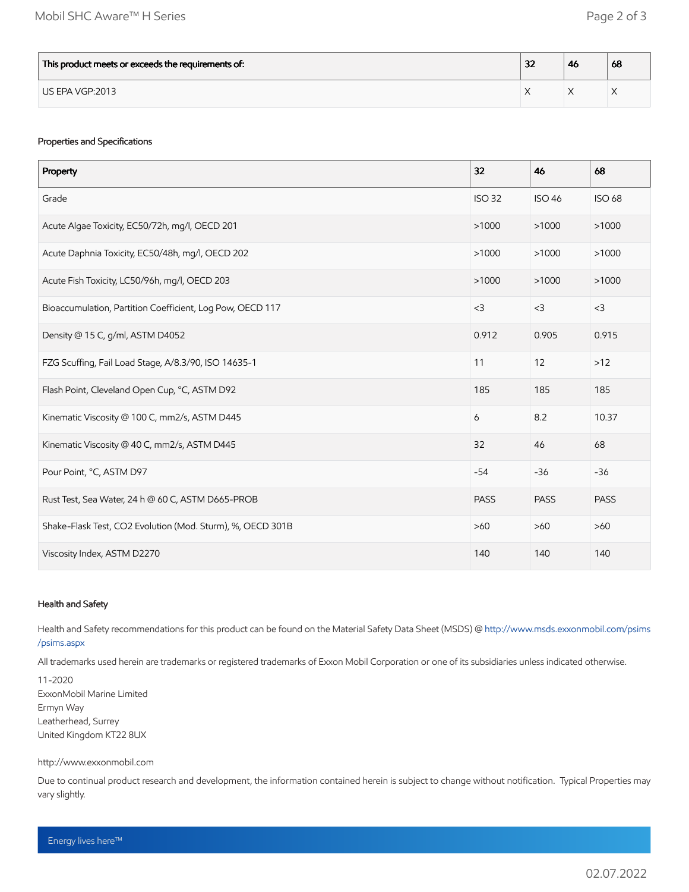| This product meets or exceeds the requirements of: | 32 | 46 | 68 |
| --- | --- | --- | --- |
| US EPA VGP:2013 | X | X | X |

### Properties and Specifications

| Property | 32 | 46 | 68 |
| --- | --- | --- | --- |
| Grade | ISO 32 | ISO 46 | ISO 68 |
| Acute Algae Toxicity, EC50/72h, mg/l, OECD 201 | >1000 | >1000 | >1000 |
| Acute Daphnia Toxicity, EC50/48h, mg/l, OECD 202 | >1000 | >1000 | >1000 |
| Acute Fish Toxicity, LC50/96h, mg/l, OECD 203 | >1000 | >1000 | >1000 |
| Bioaccumulation, Partition Coefficient, Log Pow, OECD 117 | <3 | <3 | <3 |
| Density @ 15 C, g/ml, ASTM D4052 | 0.912 | 0.905 | 0.915 |
| FZG Scuffing, Fail Load Stage, A/8.3/90, ISO 14635-1 | 11 | 12 | >12 |
| Flash Point, Cleveland Open Cup, °C, ASTM D92 | 185 | 185 | 185 |
| Kinematic Viscosity @ 100 C, mm2/s, ASTM D445 | 6 | 8.2 | 10.37 |
| Kinematic Viscosity @ 40 C, mm2/s, ASTM D445 | 32 | 46 | 68 |
| Pour Point, °C, ASTM D97 | -54 | -36 | -36 |
| Rust Test, Sea Water, 24 h @ 60 C, ASTM D665-PROB | PASS | PASS | PASS |
| Shake-Flask Test, CO2 Evolution (Mod. Sturm), %, OECD 301B | >60 | >60 | >60 |
| Viscosity Index, ASTM D2270 | 140 | 140 | 140 |

### Health and Safety

Health and Safety recommendations for this product can be found on the Material Safety Data Sheet (MSDS) @ http://www.msds.exxonmobil.com/psims/psims.aspx

All trademarks used herein are trademarks or registered trademarks of Exxon Mobil Corporation or one of its subsidiaries unless indicated otherwise.

11-2020
ExxonMobil Marine Limited
Ermyn Way
Leatherhead, Surrey
United Kingdom KT22 8UX

http://www.exxonmobil.com

Due to continual product research and development, the information contained herein is subject to change without notification. Typical Properties may vary slightly.

Energy lives here™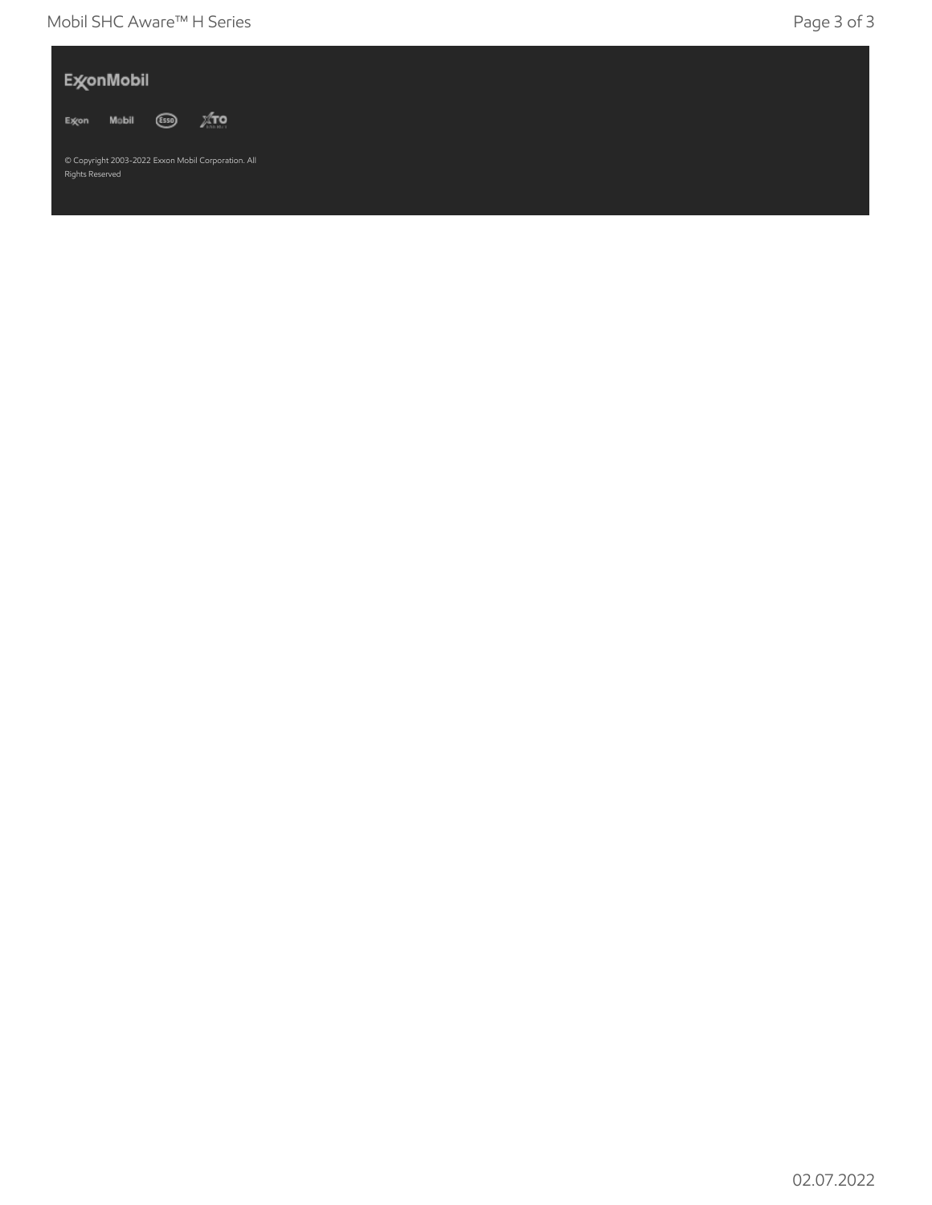ExxonMobil

Exxon Mobil Esso XTO

© Copyright 2003-2022 Exxon Mobil Corporation. All Rights Reserved